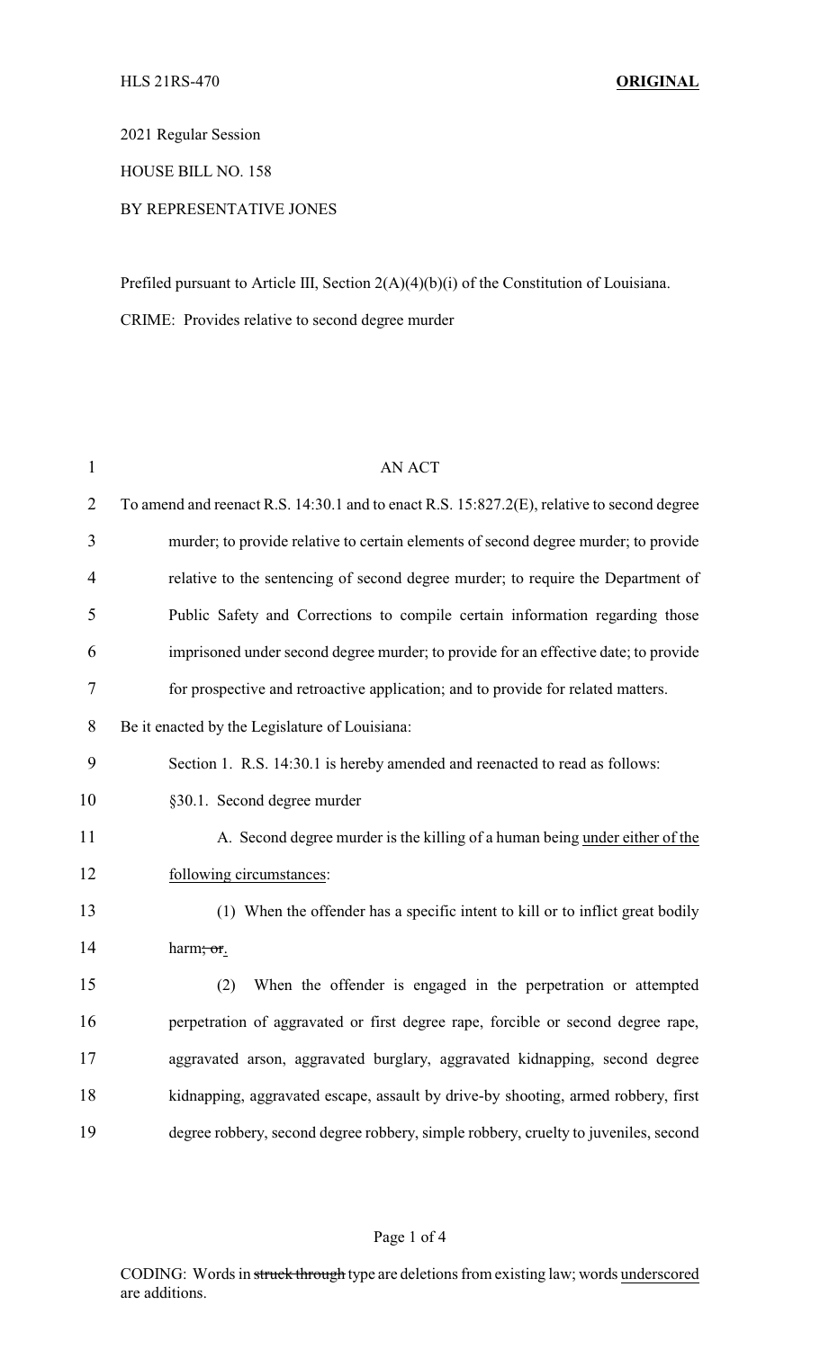HLS 21RS-470 **ORIGINAL**

2021 Regular Session

HOUSE BILL NO. 158

BY REPRESENTATIVE JONES

Prefiled pursuant to Article III, Section 2(A)(4)(b)(i) of the Constitution of Louisiana.

CRIME: Provides relative to second degree murder

AN ACT

To amend and reenact R.S. 14:30.1 and to enact R.S. 15:827.2(E), relative to second degree murder; to provide relative to certain elements of second degree murder; to provide relative to the sentencing of second degree murder; to require the Department of Public Safety and Corrections to compile certain information regarding those imprisoned under second degree murder; to provide for an effective date; to provide for prospective and retroactive application; and to provide for related matters.

Be it enacted by the Legislature of Louisiana:

Section 1. R.S. 14:30.1 is hereby amended and reenacted to read as follows:

§30.1. Second degree murder

A. Second degree murder is the killing of a human being <u>under either of the following circumstances</u>:

(1) When the offender has a specific intent to kill or to inflict great bodily harm~~; or~~<u>.</u>

(2) When the offender is engaged in the perpetration or attempted perpetration of aggravated or first degree rape, forcible or second degree rape, aggravated arson, aggravated burglary, aggravated kidnapping, second degree kidnapping, aggravated escape, assault by drive-by shooting, armed robbery, first degree robbery, second degree robbery, simple robbery, cruelty to juveniles, second

CODING: Words in ~~struck through~~ type are deletions from existing law; words <u>underscored</u> are additions.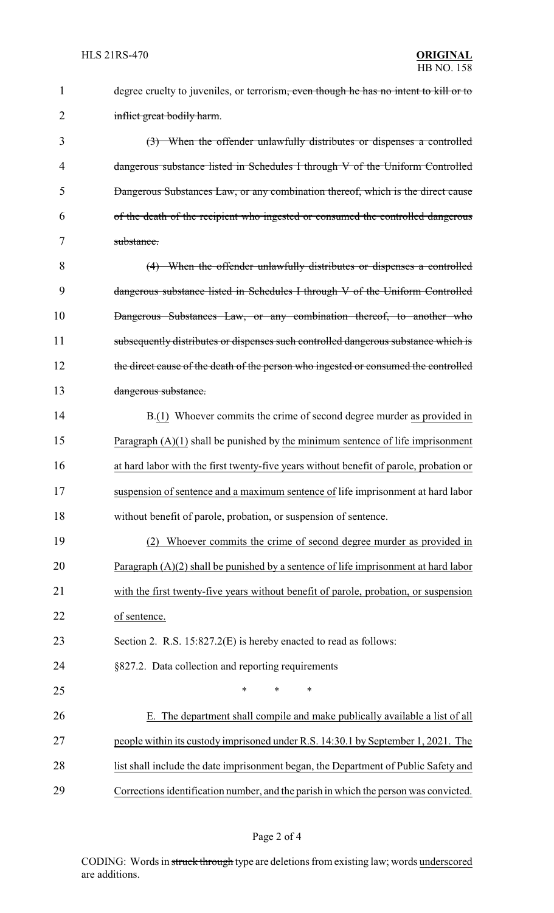degree cruelty to juveniles, or terrorism~~, even though he has no intent to kill or to inflict great bodily harm~~.

~~(3) When the offender unlawfully distributes or dispenses a controlled dangerous substance listed in Schedules I through V of the Uniform Controlled Dangerous Substances Law, or any combination thereof, which is the direct cause of the death of the recipient who ingested or consumed the controlled dangerous substance.~~

~~(4) When the offender unlawfully distributes or dispenses a controlled dangerous substance listed in Schedules I through V of the Uniform Controlled Dangerous Substances Law, or any combination thereof, to another who subsequently distributes or dispenses such controlled dangerous substance which is the direct cause of the death of the person who ingested or consumed the controlled dangerous substance.~~

B.<u>(1)</u> Whoever commits the crime of second degree murder <u>as provided in Paragraph (A)(1)</u> shall be punished by <u>the minimum sentence of life imprisonment at hard labor with the first twenty-five years without benefit of parole, probation or suspension of sentence and a maximum sentence of</u> life imprisonment at hard labor without benefit of parole, probation, or suspension of sentence.

<u>(2) Whoever commits the crime of second degree murder as provided in Paragraph (A)(2) shall be punished by a sentence of life imprisonment at hard labor with the first twenty-five years without benefit of parole, probation, or suspension of sentence.</u>

Section 2. R.S. 15:827.2(E) is hereby enacted to read as follows:

§827.2. Data collection and reporting requirements

\* \* \*

<u>E. The department shall compile and make publically available a list of all people within its custody imprisoned under R.S. 14:30.1 by September 1, 2021. The list shall include the date imprisonment began, the Department of Public Safety and Corrections identification number, and the parish in which the person was convicted.</u>

CODING: Words in ~~struck through~~ type are deletions from existing law; words <u>underscored</u> are additions.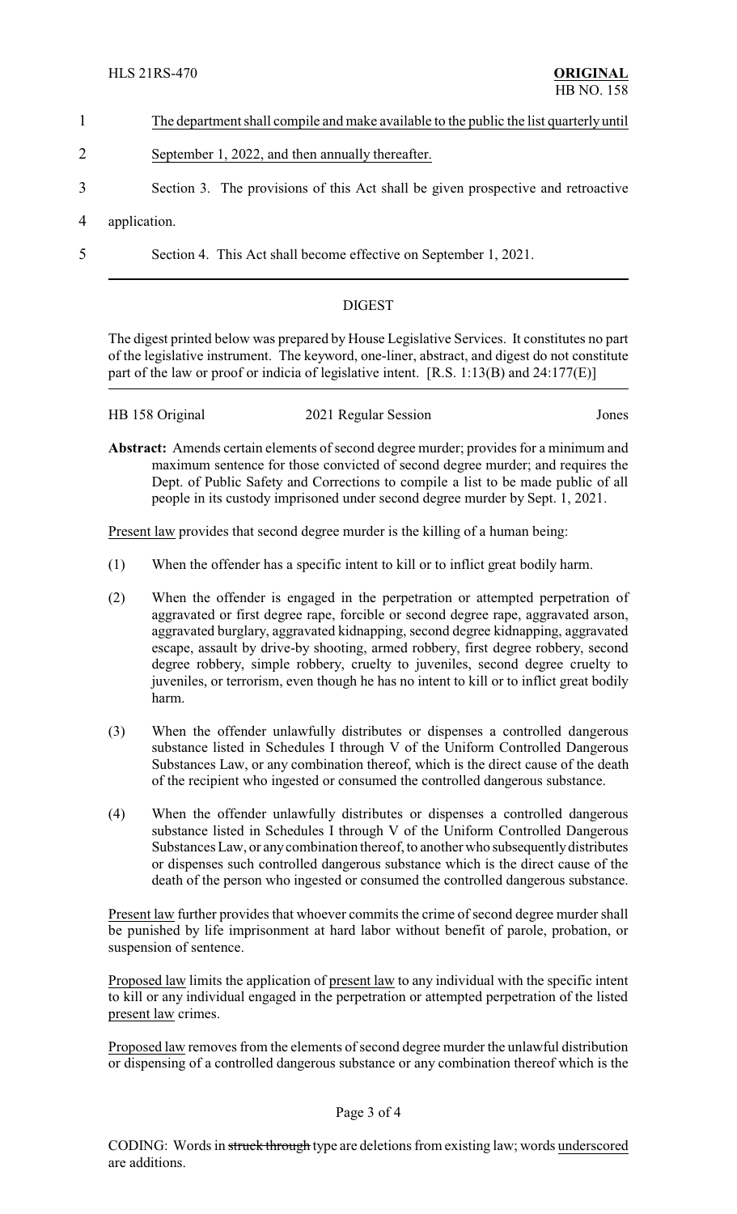1 <u>The department shall compile and make available to the public the list quarterly until</u>

2 <u>September 1, 2022, and then annually thereafter.</u>

3 Section 3. The provisions of this Act shall be given prospective and retroactive

4 application.

5 Section 4. This Act shall become effective on September 1, 2021.

---

## DIGEST

The digest printed below was prepared by House Legislative Services. It constitutes no part of the legislative instrument. The keyword, one-liner, abstract, and digest do not constitute part of the law or proof or indicia of legislative intent. [R.S. 1:13(B) and 24:177(E)]

HB 158 Original 2021 Regular Session Jones

**Abstract:** Amends certain elements of second degree murder; provides for a minimum and maximum sentence for those convicted of second degree murder; and requires the Dept. of Public Safety and Corrections to compile a list to be made public of all people in its custody imprisoned under second degree murder by Sept. 1, 2021.

<u>Present law</u> provides that second degree murder is the killing of a human being:

(1) When the offender has a specific intent to kill or to inflict great bodily harm.

(2) When the offender is engaged in the perpetration or attempted perpetration of aggravated or first degree rape, forcible or second degree rape, aggravated arson, aggravated burglary, aggravated kidnapping, second degree kidnapping, aggravated escape, assault by drive-by shooting, armed robbery, first degree robbery, second degree robbery, simple robbery, cruelty to juveniles, second degree cruelty to juveniles, or terrorism, even though he has no intent to kill or to inflict great bodily harm.

(3) When the offender unlawfully distributes or dispenses a controlled dangerous substance listed in Schedules I through V of the Uniform Controlled Dangerous Substances Law, or any combination thereof, which is the direct cause of the death of the recipient who ingested or consumed the controlled dangerous substance.

(4) When the offender unlawfully distributes or dispenses a controlled dangerous substance listed in Schedules I through V of the Uniform Controlled Dangerous Substances Law, or any combination thereof, to another who subsequently distributes or dispenses such controlled dangerous substance which is the direct cause of the death of the person who ingested or consumed the controlled dangerous substance.

<u>Present law</u> further provides that whoever commits the crime of second degree murder shall be punished by life imprisonment at hard labor without benefit of parole, probation, or suspension of sentence.

<u>Proposed law</u> limits the application of <u>present law</u> to any individual with the specific intent to kill or any individual engaged in the perpetration or attempted perpetration of the listed <u>present law</u> crimes.

<u>Proposed law</u> removes from the elements of second degree murder the unlawful distribution or dispensing of a controlled dangerous substance or any combination thereof which is the

CODING: Words in ~~struck through~~ type are deletions from existing law; words <u>underscored</u> are additions.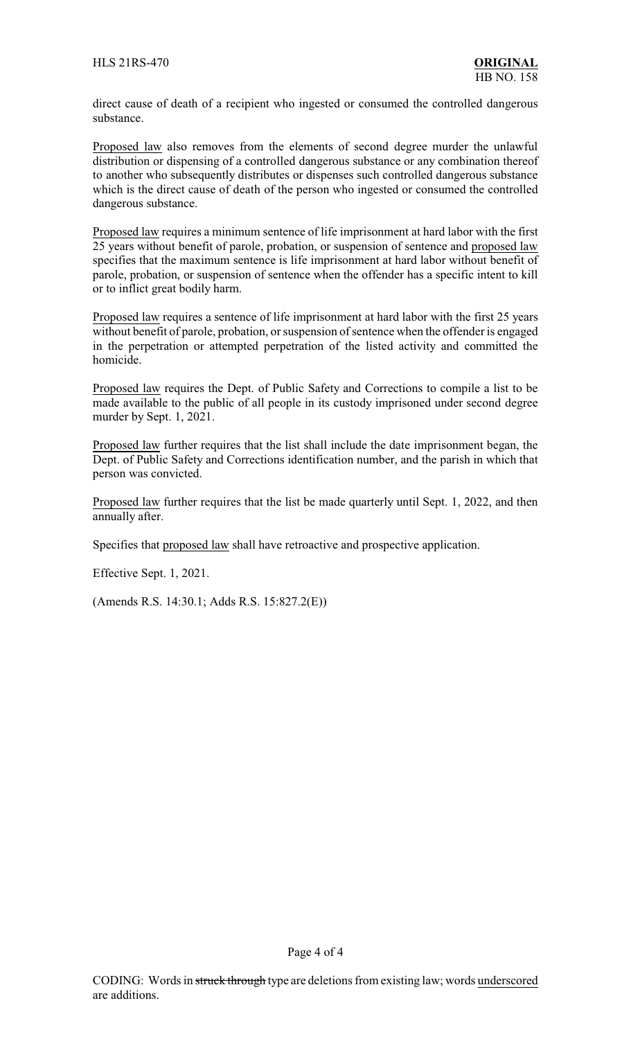direct cause of death of a recipient who ingested or consumed the controlled dangerous substance.

Proposed law also removes from the elements of second degree murder the unlawful distribution or dispensing of a controlled dangerous substance or any combination thereof to another who subsequently distributes or dispenses such controlled dangerous substance which is the direct cause of death of the person who ingested or consumed the controlled dangerous substance.

Proposed law requires a minimum sentence of life imprisonment at hard labor with the first 25 years without benefit of parole, probation, or suspension of sentence and proposed law specifies that the maximum sentence is life imprisonment at hard labor without benefit of parole, probation, or suspension of sentence when the offender has a specific intent to kill or to inflict great bodily harm.

Proposed law requires a sentence of life imprisonment at hard labor with the first 25 years without benefit of parole, probation, or suspension of sentence when the offender is engaged in the perpetration or attempted perpetration of the listed activity and committed the homicide.

Proposed law requires the Dept. of Public Safety and Corrections to compile a list to be made available to the public of all people in its custody imprisoned under second degree murder by Sept. 1, 2021.

Proposed law further requires that the list shall include the date imprisonment began, the Dept. of Public Safety and Corrections identification number, and the parish in which that person was convicted.

Proposed law further requires that the list be made quarterly until Sept. 1, 2022, and then annually after.

Specifies that proposed law shall have retroactive and prospective application.

Effective Sept. 1, 2021.

(Amends R.S. 14:30.1; Adds R.S. 15:827.2(E))

CODING: Words in struck through type are deletions from existing law; words underscored are additions.